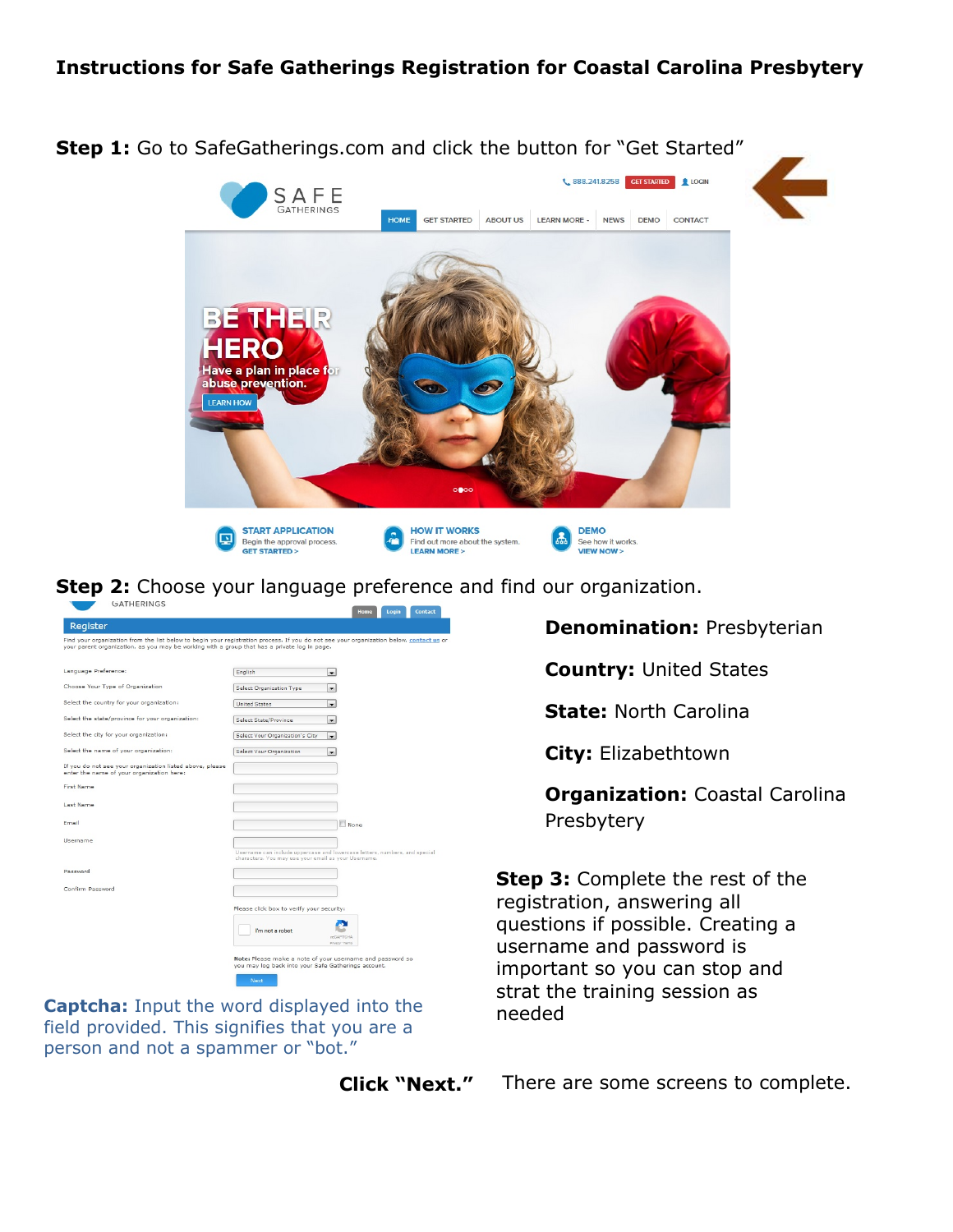# Instructions for Safe Gatherings Registration for Coastal Carolina Presbytery

**Step 1:** Go to SafeGatherings.com and click the button for "Get Started"

**Step 2:** Choose your language preference and find our organization.

**Denomination:** Presbyterian

**Country:** United States

**State:** North Carolina

**City:** Elizabethtown

**Organization:** Coastal Carolina Presbytery

**Step 3:** Complete the rest of the registration, answering all questions if possible. Creating a username and password is important so you can stop and strat the training session as needed

**Captcha:** Input the word displayed into the field provided. This signifies that you are a person and not a spammer or "bot."

**Click "Next."** There are some screens to complete.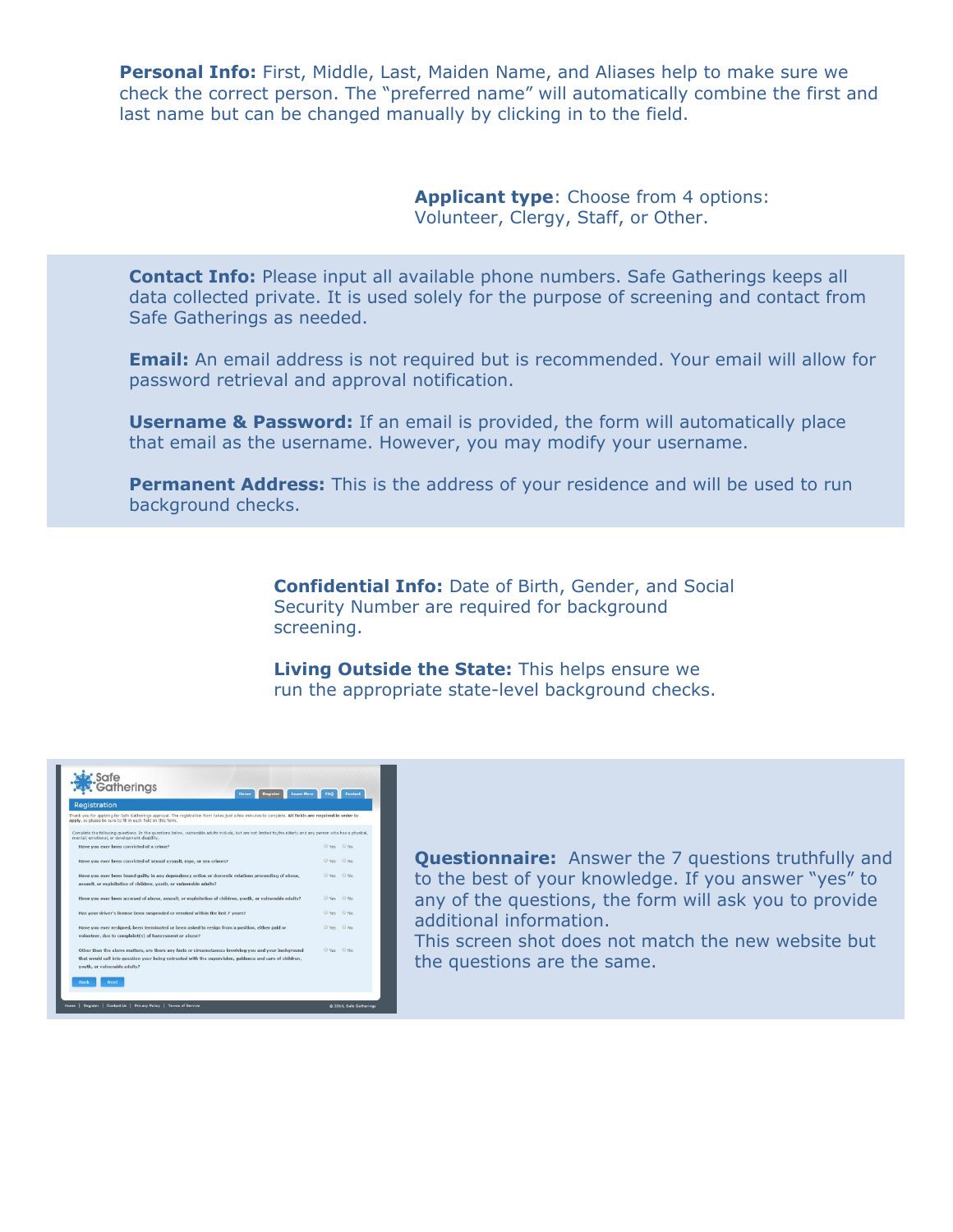**Personal Info:** First, Middle, Last, Maiden Name, and Aliases help to make sure we check the correct person. The "preferred name" will automatically combine the first and last name but can be changed manually by clicking in to the field.

**Applicant type**: Choose from 4 options: Volunteer, Clergy, Staff, or Other.

**Contact Info:** Please input all available phone numbers. Safe Gatherings keeps all data collected private. It is used solely for the purpose of screening and contact from Safe Gatherings as needed.

**Email:** An email address is not required but is recommended. Your email will allow for password retrieval and approval notification.

**Username & Password:** If an email is provided, the form will automatically place that email as the username. However, you may modify your username.

**Permanent Address:** This is the address of your residence and will be used to run background checks.

**Confidential Info:** Date of Birth, Gender, and Social Security Number are required for background screening.

**Living Outside the State:** This helps ensure we run the appropriate state-level background checks.

**Questionnaire:** Answer the 7 questions truthfully and to the best of your knowledge. If you answer "yes" to any of the questions, the form will ask you to provide additional information.
This screen shot does not match the new website but the questions are the same.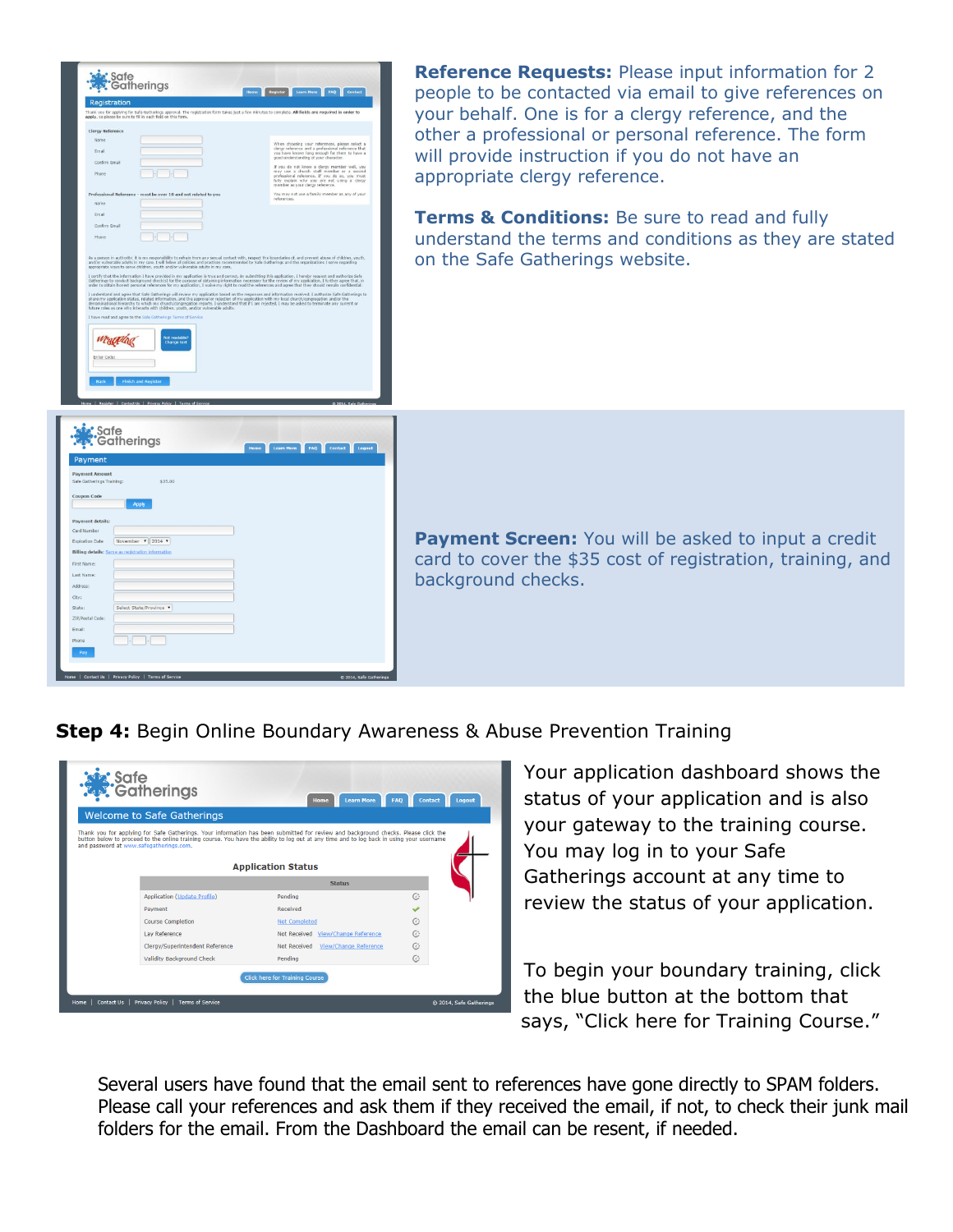**Reference Requests:** Please input information for 2 people to be contacted via email to give references on your behalf. One is for a clergy reference, and the other a professional or personal reference. The form will provide instruction if you do not have an appropriate clergy reference.

**Terms & Conditions:** Be sure to read and fully understand the terms and conditions as they are stated on the Safe Gatherings website.

**Payment Screen:** You will be asked to input a credit card to cover the $35 cost of registration, training, and background checks.

**Step 4:** Begin Online Boundary Awareness & Abuse Prevention Training

Your application dashboard shows the status of your application and is also your gateway to the training course. You may log in to your Safe Gatherings account at any time to review the status of your application.

To begin your boundary training, click the blue button at the bottom that says, "Click here for Training Course."

Several users have found that the email sent to references have gone directly to SPAM folders. Please call your references and ask them if they received the email, if not, to check their junk mail folders for the email. From the Dashboard the email can be resent, if needed.